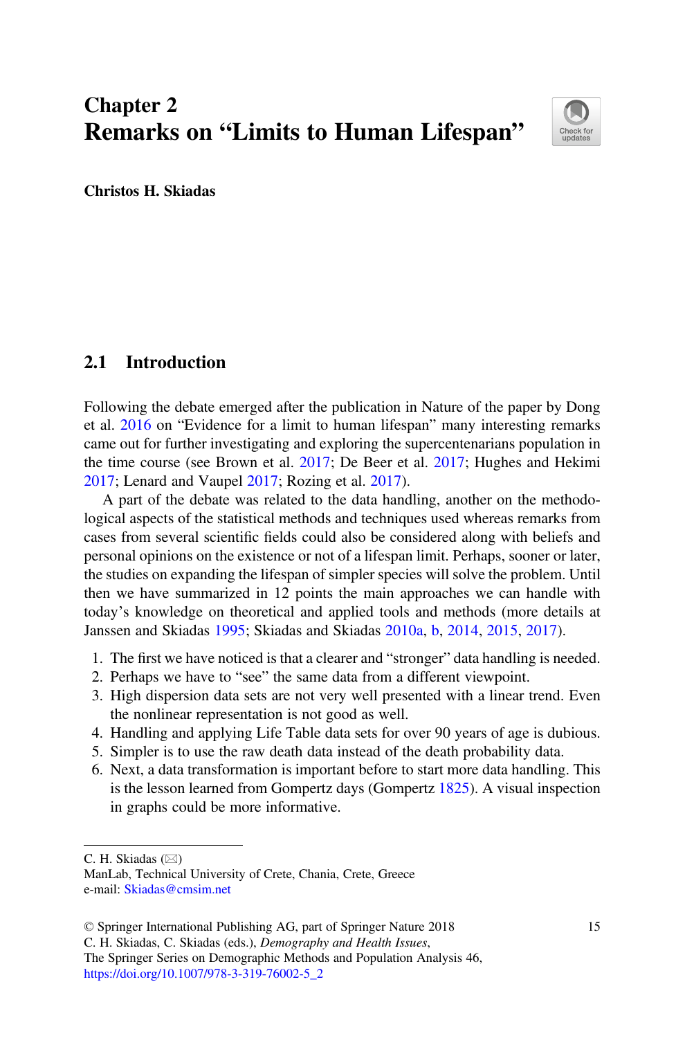# Chapter 2
# Remarks on "Limits to Human Lifespan"

**Christos H. Skiadas**

## 2.1 Introduction

Following the debate emerged after the publication in Nature of the paper by Dong et al. 2016 on "Evidence for a limit to human lifespan" many interesting remarks came out for further investigating and exploring the supercentenarians population in the time course (see Brown et al. 2017; De Beer et al. 2017; Hughes and Hekimi 2017; Lenard and Vaupel 2017; Rozing et al. 2017).

A part of the debate was related to the data handling, another on the methodological aspects of the statistical methods and techniques used whereas remarks from cases from several scientific fields could also be considered along with beliefs and personal opinions on the existence or not of a lifespan limit. Perhaps, sooner or later, the studies on expanding the lifespan of simpler species will solve the problem. Until then we have summarized in 12 points the main approaches we can handle with today's knowledge on theoretical and applied tools and methods (more details at Janssen and Skiadas 1995; Skiadas and Skiadas 2010a, b, 2014, 2015, 2017).

1. The first we have noticed is that a clearer and "stronger" data handling is needed.
2. Perhaps we have to "see" the same data from a different viewpoint.
3. High dispersion data sets are not very well presented with a linear trend. Even the nonlinear representation is not good as well.
4. Handling and applying Life Table data sets for over 90 years of age is dubious.
5. Simpler is to use the raw death data instead of the death probability data.
6. Next, a data transformation is important before to start more data handling. This is the lesson learned from Gompertz days (Gompertz 1825). A visual inspection in graphs could be more informative.

---

C. H. Skiadas (✉)
ManLab, Technical University of Crete, Chania, Crete, Greece
e-mail: Skiadas@cmsim.net

© Springer International Publishing AG, part of Springer Nature 2018
C. H. Skiadas, C. Skiadas (eds.), *Demography and Health Issues*,
The Springer Series on Demographic Methods and Population Analysis 46,
https://doi.org/10.1007/978-3-319-76002-5_2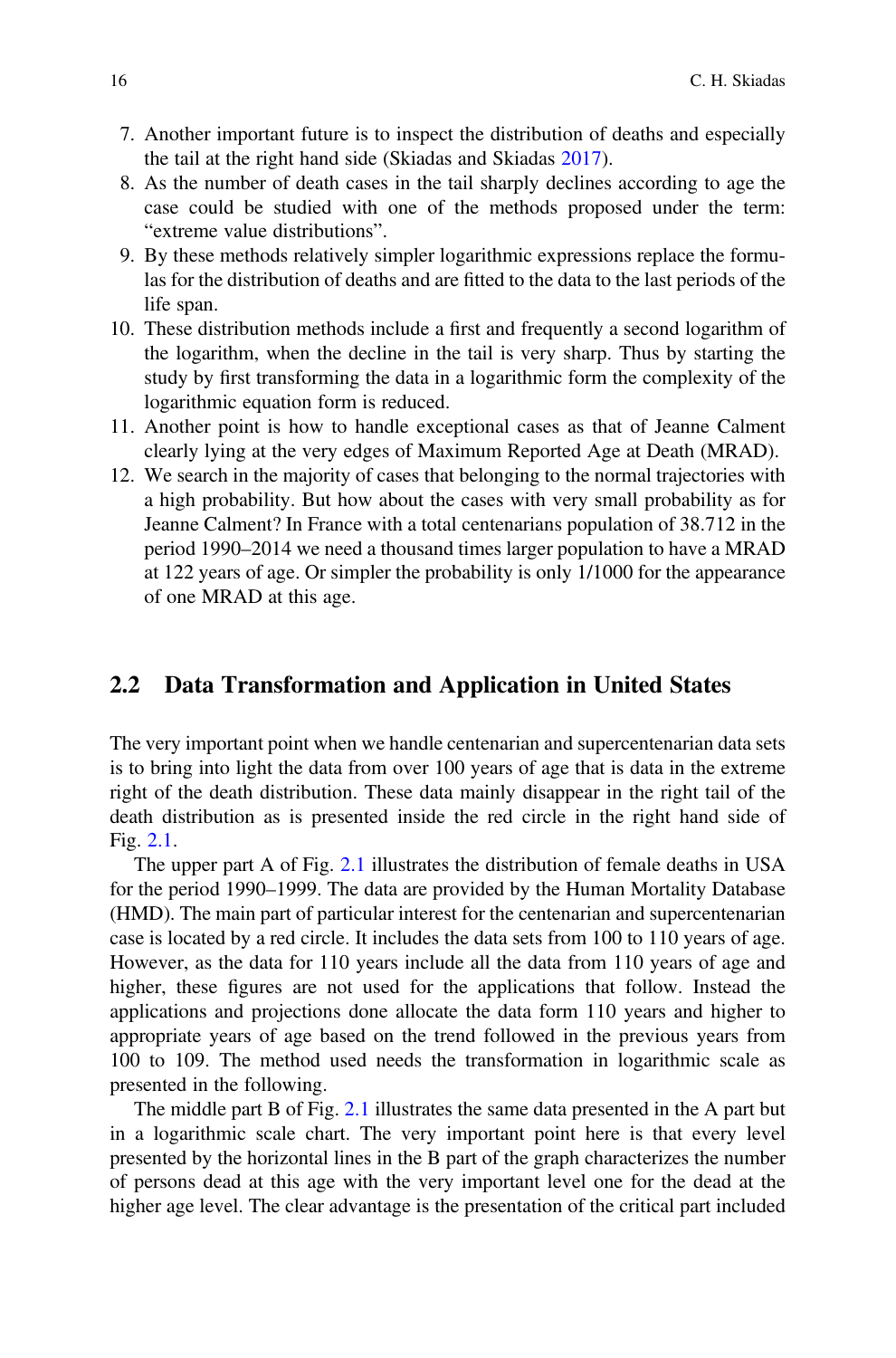7. Another important future is to inspect the distribution of deaths and especially the tail at the right hand side (Skiadas and Skiadas 2017).
8. As the number of death cases in the tail sharply declines according to age the case could be studied with one of the methods proposed under the term: "extreme value distributions".
9. By these methods relatively simpler logarithmic expressions replace the formulas for the distribution of deaths and are fitted to the data to the last periods of the life span.
10. These distribution methods include a first and frequently a second logarithm of the logarithm, when the decline in the tail is very sharp. Thus by starting the study by first transforming the data in a logarithmic form the complexity of the logarithmic equation form is reduced.
11. Another point is how to handle exceptional cases as that of Jeanne Calment clearly lying at the very edges of Maximum Reported Age at Death (MRAD).
12. We search in the majority of cases that belonging to the normal trajectories with a high probability. But how about the cases with very small probability as for Jeanne Calment? In France with a total centenarians population of 38.712 in the period 1990–2014 we need a thousand times larger population to have a MRAD at 122 years of age. Or simpler the probability is only 1/1000 for the appearance of one MRAD at this age.

## 2.2 Data Transformation and Application in United States

The very important point when we handle centenarian and supercentenarian data sets is to bring into light the data from over 100 years of age that is data in the extreme right of the death distribution. These data mainly disappear in the right tail of the death distribution as is presented inside the red circle in the right hand side of Fig. 2.1.

The upper part A of Fig. 2.1 illustrates the distribution of female deaths in USA for the period 1990–1999. The data are provided by the Human Mortality Database (HMD). The main part of particular interest for the centenarian and supercentenarian case is located by a red circle. It includes the data sets from 100 to 110 years of age. However, as the data for 110 years include all the data from 110 years of age and higher, these figures are not used for the applications that follow. Instead the applications and projections done allocate the data form 110 years and higher to appropriate years of age based on the trend followed in the previous years from 100 to 109. The method used needs the transformation in logarithmic scale as presented in the following.

The middle part B of Fig. 2.1 illustrates the same data presented in the A part but in a logarithmic scale chart. The very important point here is that every level presented by the horizontal lines in the B part of the graph characterizes the number of persons dead at this age with the very important level one for the dead at the higher age level. The clear advantage is the presentation of the critical part included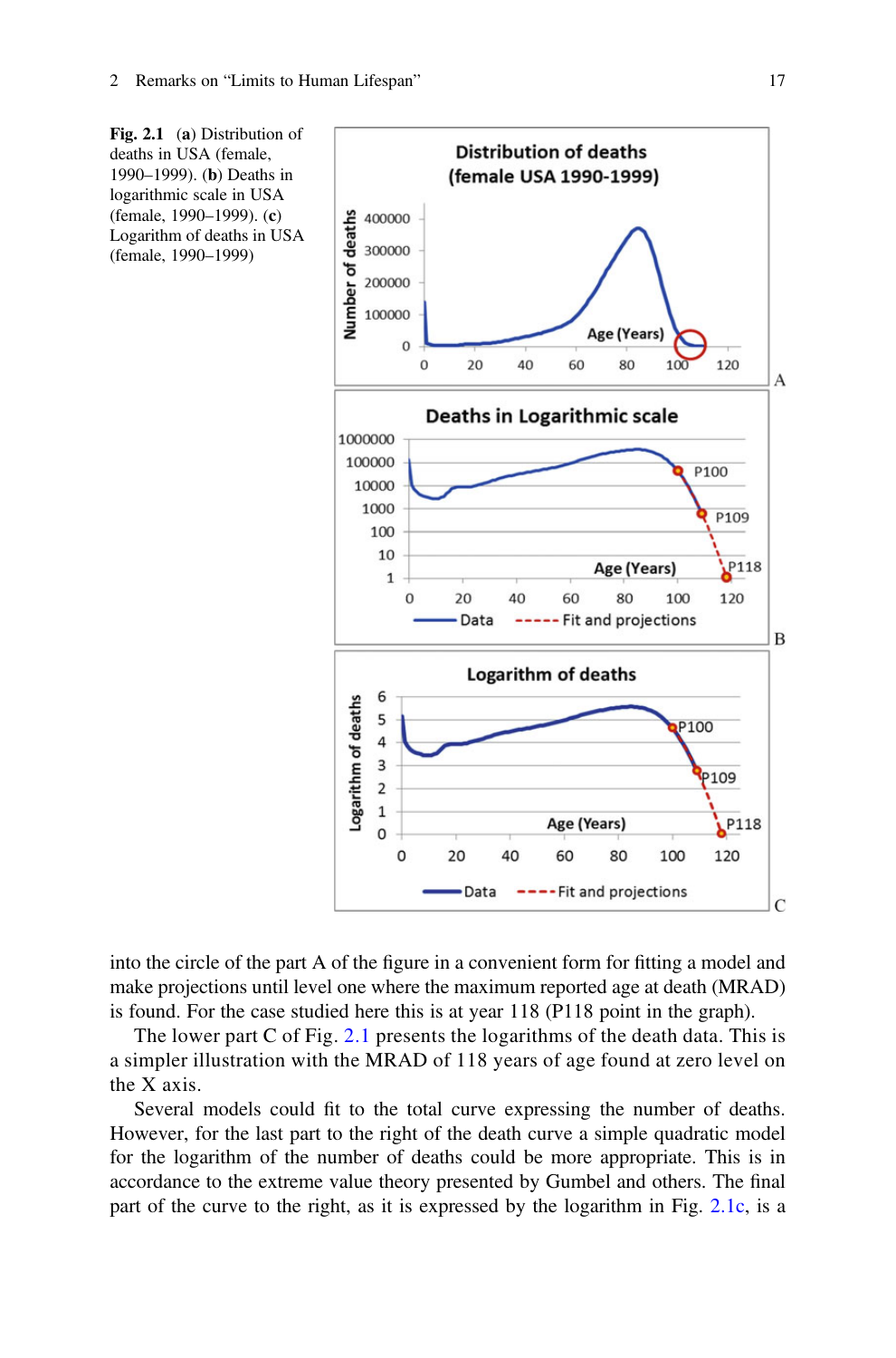**Fig. 2.1** (**a**) Distribution of deaths in USA (female, 1990–1999). (**b**) Deaths in logarithmic scale in USA (female, 1990–1999). (**c**) Logarithm of deaths in USA (female, 1990–1999)

into the circle of the part A of the figure in a convenient form for fitting a model and make projections until level one where the maximum reported age at death (MRAD) is found. For the case studied here this is at year 118 (P118 point in the graph).

The lower part C of Fig. 2.1 presents the logarithms of the death data. This is a simpler illustration with the MRAD of 118 years of age found at zero level on the X axis.

Several models could fit to the total curve expressing the number of deaths. However, for the last part to the right of the death curve a simple quadratic model for the logarithm of the number of deaths could be more appropriate. This is in accordance to the extreme value theory presented by Gumbel and others. The final part of the curve to the right, as it is expressed by the logarithm in Fig. 2.1c, is a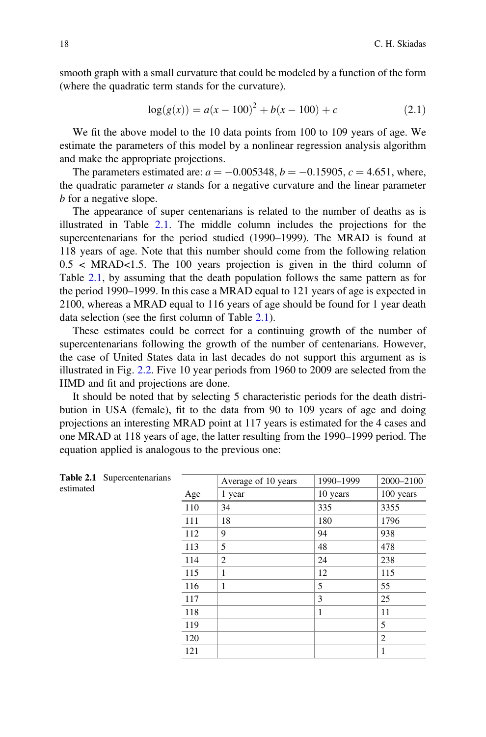smooth graph with a small curvature that could be modeled by a function of the form (where the quadratic term stands for the curvature).

$$\log(g(x)) = a(x - 100)^2 + b(x - 100) + c \tag{2.1}$$

We fit the above model to the 10 data points from 100 to 109 years of age. We estimate the parameters of this model by a nonlinear regression analysis algorithm and make the appropriate projections.

The parameters estimated are: $a = -0.005348$, $b = -0.15905$, $c = 4.651$, where, the quadratic parameter $a$ stands for a negative curvature and the linear parameter $b$ for a negative slope.

The appearance of super centenarians is related to the number of deaths as is illustrated in Table 2.1. The middle column includes the projections for the supercentenarians for the period studied (1990–1999). The MRAD is found at 118 years of age. Note that this number should come from the following relation $0.5 < \text{MRAD} < 1.5$. The 100 years projection is given in the third column of Table 2.1, by assuming that the death population follows the same pattern as for the period 1990–1999. In this case a MRAD equal to 121 years of age is expected in 2100, whereas a MRAD equal to 116 years of age should be found for 1 year death data selection (see the first column of Table 2.1).

These estimates could be correct for a continuing growth of the number of supercentenarians following the growth of the number of centenarians. However, the case of United States data in last decades do not support this argument as is illustrated in Fig. 2.2. Five 10 year periods from 1960 to 2009 are selected from the HMD and fit and projections are done.

It should be noted that by selecting 5 characteristic periods for the death distribution in USA (female), fit to the data from 90 to 109 years of age and doing projections an interesting MRAD point at 117 years is estimated for the 4 cases and one MRAD at 118 years of age, the latter resulting from the 1990–1999 period. The equation applied is analogous to the previous one:

**Table 2.1** Supercentenarians estimated

| | Average of 10 years | 1990–1999 | 2000–2100 |
|---|---|---|---|
| Age | 1 year | 10 years | 100 years |
| 110 | 34 | 335 | 3355 |
| 111 | 18 | 180 | 1796 |
| 112 | 9 | 94 | 938 |
| 113 | 5 | 48 | 478 |
| 114 | 2 | 24 | 238 |
| 115 | 1 | 12 | 115 |
| 116 | 1 | 5 | 55 |
| 117 | | 3 | 25 |
| 118 | | 1 | 11 |
| 119 | | | 5 |
| 120 | | | 2 |
| 121 | | | 1 |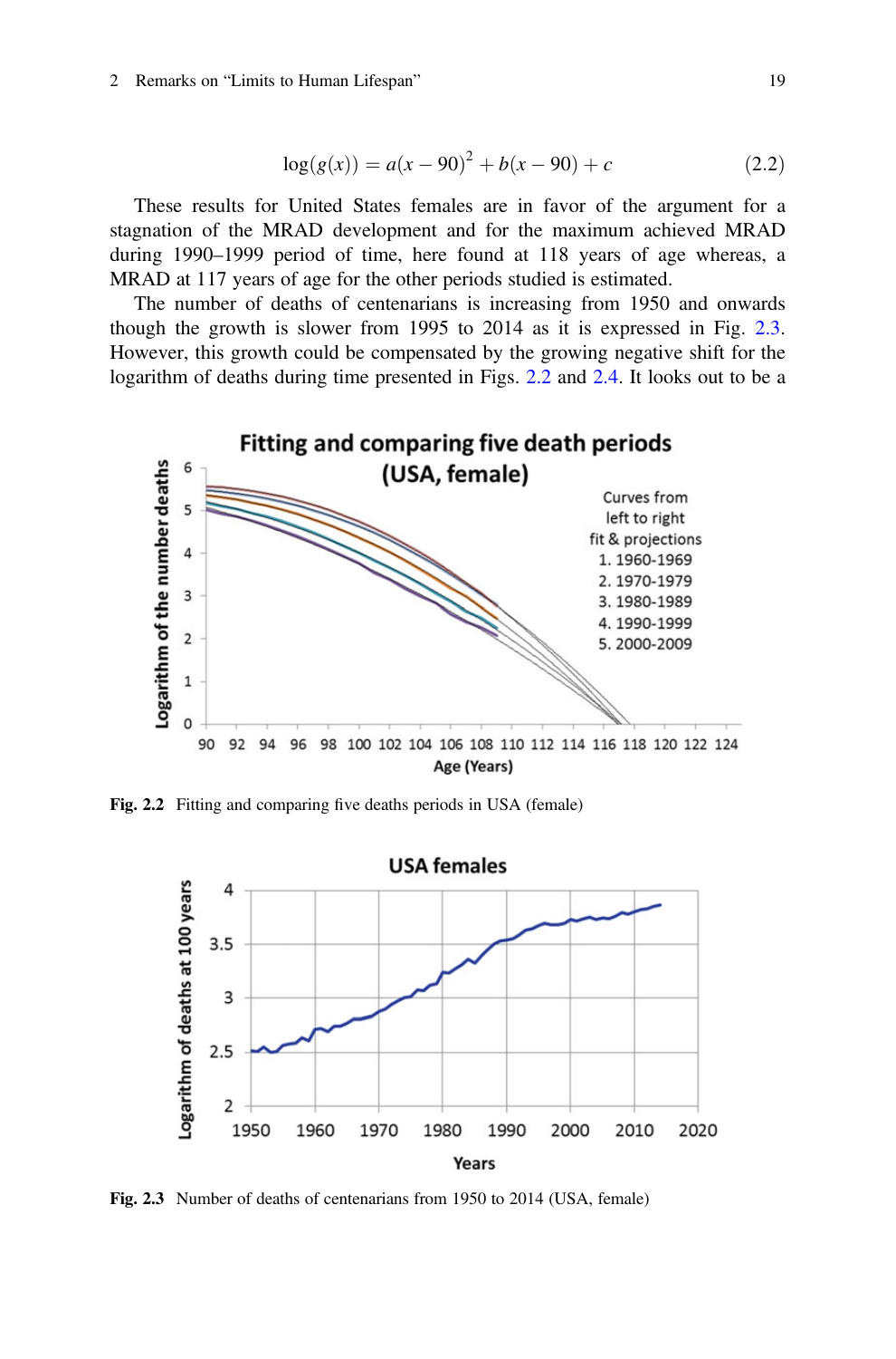$$\log(g(x)) = a(x - 90)^2 + b(x - 90) + c \tag{2.2}$$

These results for United States females are in favor of the argument for a stagnation of the MRAD development and for the maximum achieved MRAD during 1990–1999 period of time, here found at 118 years of age whereas, a MRAD at 117 years of age for the other periods studied is estimated.

The number of deaths of centenarians is increasing from 1950 and onwards though the growth is slower from 1995 to 2014 as it is expressed in Fig. 2.3. However, this growth could be compensated by the growing negative shift for the logarithm of deaths during time presented in Figs. 2.2 and 2.4. It looks out to be a

**Fig. 2.2** Fitting and comparing five deaths periods in USA (female)

**Fig. 2.3** Number of deaths of centenarians from 1950 to 2014 (USA, female)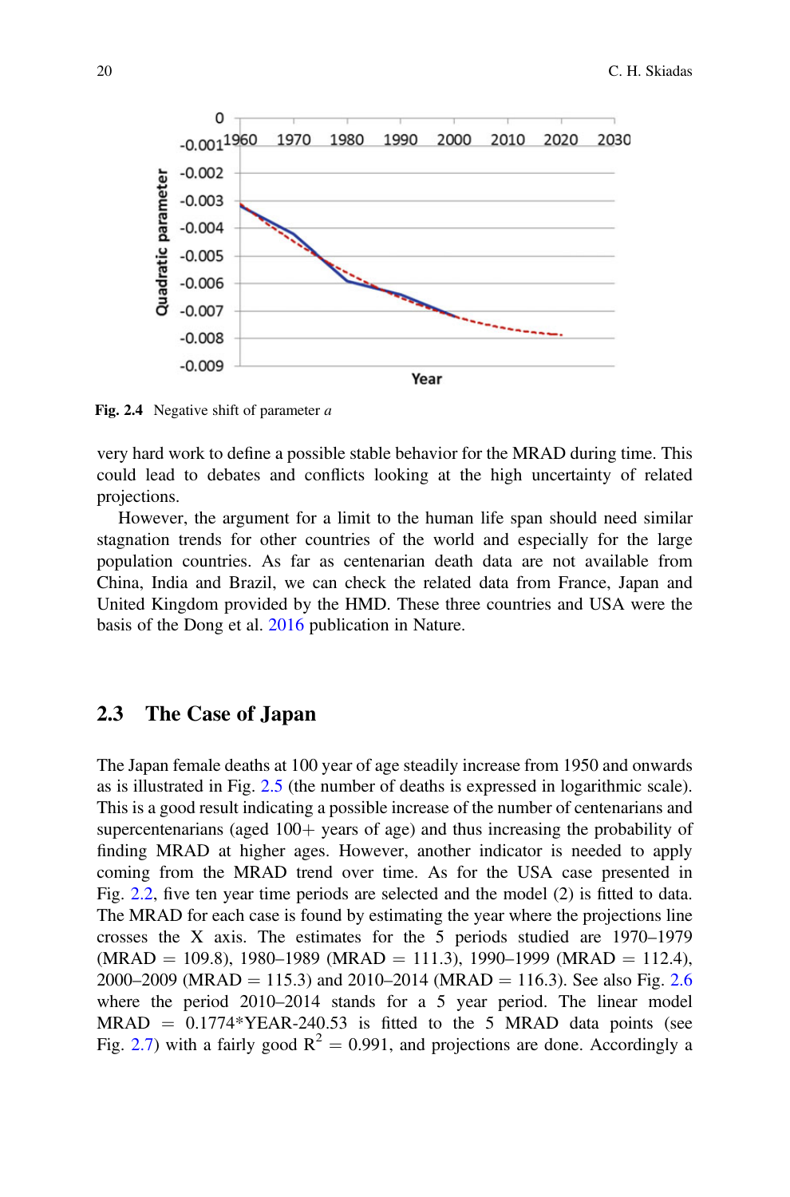Fig. 2.4 Negative shift of parameter *a*

very hard work to define a possible stable behavior for the MRAD during time. This could lead to debates and conflicts looking at the high uncertainty of related projections.

However, the argument for a limit to the human life span should need similar stagnation trends for other countries of the world and especially for the large population countries. As far as centenarian death data are not available from China, India and Brazil, we can check the related data from France, Japan and United Kingdom provided by the HMD. These three countries and USA were the basis of the Dong et al. 2016 publication in Nature.

## 2.3 The Case of Japan

The Japan female deaths at 100 year of age steadily increase from 1950 and onwards as is illustrated in Fig. 2.5 (the number of deaths is expressed in logarithmic scale). This is a good result indicating a possible increase of the number of centenarians and supercentenarians (aged 100+ years of age) and thus increasing the probability of finding MRAD at higher ages. However, another indicator is needed to apply coming from the MRAD trend over time. As for the USA case presented in Fig. 2.2, five ten year time periods are selected and the model (2) is fitted to data. The MRAD for each case is found by estimating the year where the projections line crosses the X axis. The estimates for the 5 periods studied are 1970–1979 (MRAD = 109.8), 1980–1989 (MRAD = 111.3), 1990–1999 (MRAD = 112.4), 2000–2009 (MRAD = 115.3) and 2010–2014 (MRAD = 116.3). See also Fig. 2.6 where the period 2010–2014 stands for a 5 year period. The linear model MRAD = 0.1774*YEAR-240.53 is fitted to the 5 MRAD data points (see Fig. 2.7) with a fairly good $R^2 = 0.991$, and projections are done. Accordingly a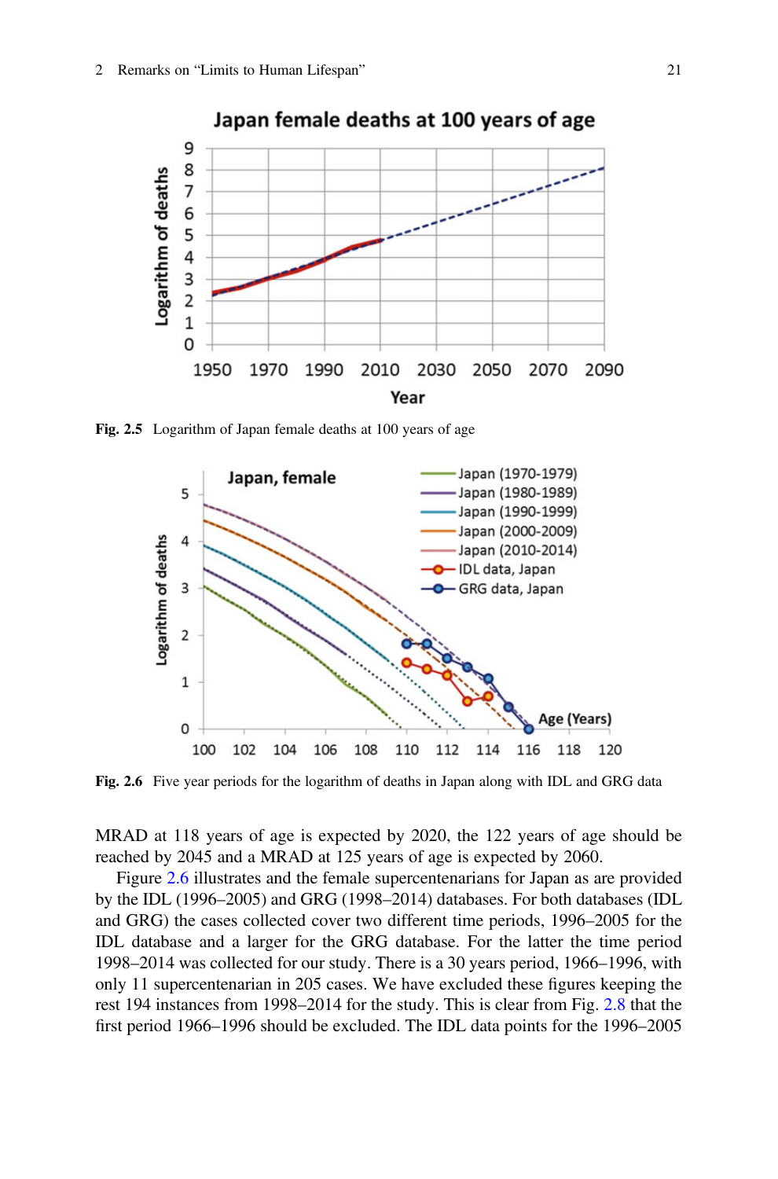Fig. 2.5 Logarithm of Japan female deaths at 100 years of age

Fig. 2.6 Five year periods for the logarithm of deaths in Japan along with IDL and GRG data

MRAD at 118 years of age is expected by 2020, the 122 years of age should be reached by 2045 and a MRAD at 125 years of age is expected by 2060.

Figure 2.6 illustrates and the female supercentenarians for Japan as are provided by the IDL (1996–2005) and GRG (1998–2014) databases. For both databases (IDL and GRG) the cases collected cover two different time periods, 1996–2005 for the IDL database and a larger for the GRG database. For the latter the time period 1998–2014 was collected for our study. There is a 30 years period, 1966–1996, with only 11 supercentenarian in 205 cases. We have excluded these figures keeping the rest 194 instances from 1998–2014 for the study. This is clear from Fig. 2.8 that the first period 1966–1996 should be excluded. The IDL data points for the 1996–2005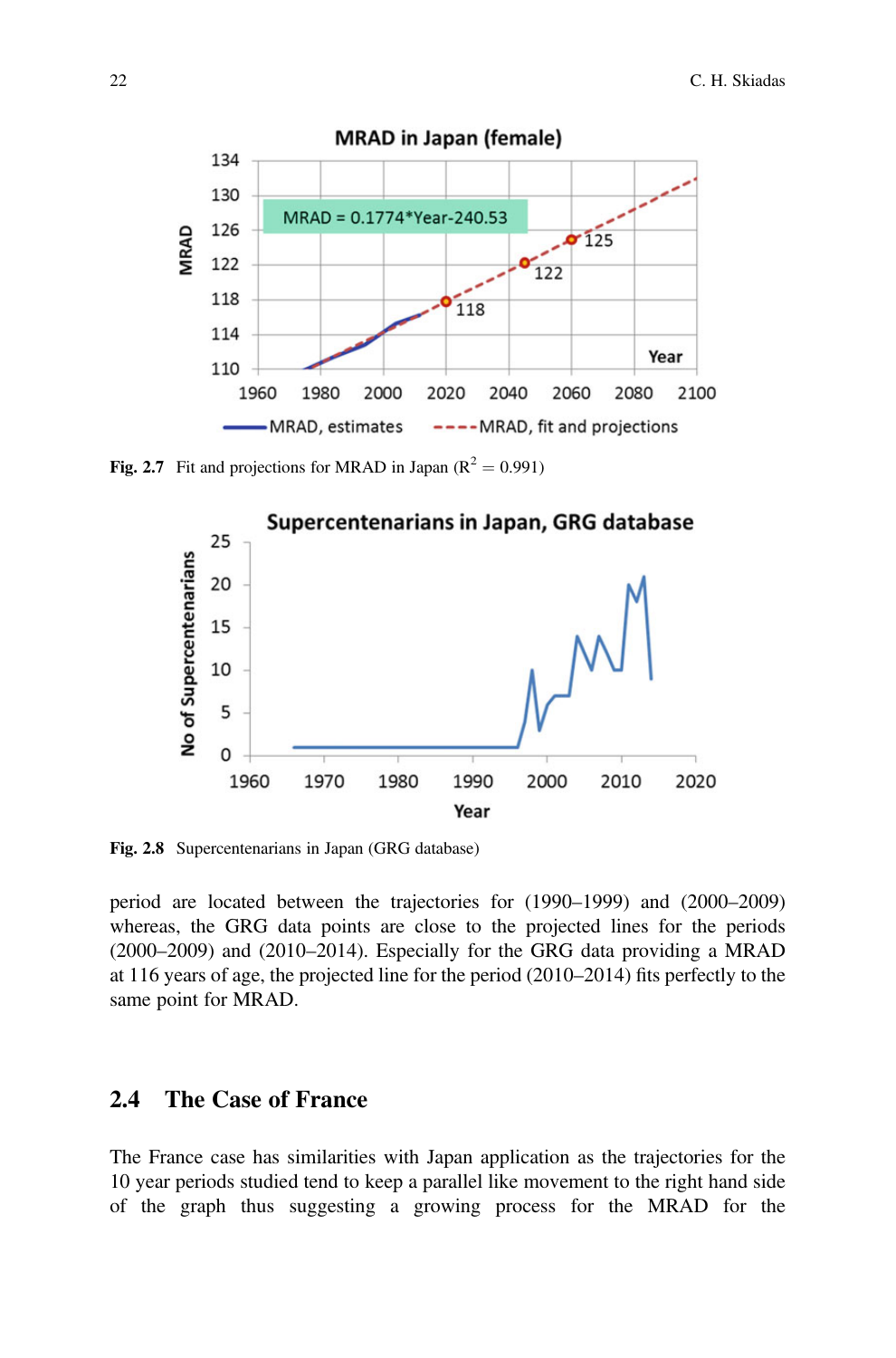Fig. 2.7 Fit and projections for MRAD in Japan ($R^2 = 0.991$)

Fig. 2.8 Supercentenarians in Japan (GRG database)

period are located between the trajectories for (1990–1999) and (2000–2009) whereas, the GRG data points are close to the projected lines for the periods (2000–2009) and (2010–2014). Especially for the GRG data providing a MRAD at 116 years of age, the projected line for the period (2010–2014) fits perfectly to the same point for MRAD.

## 2.4 The Case of France

The France case has similarities with Japan application as the trajectories for the 10 year periods studied tend to keep a parallel like movement to the right hand side of the graph thus suggesting a growing process for the MRAD for the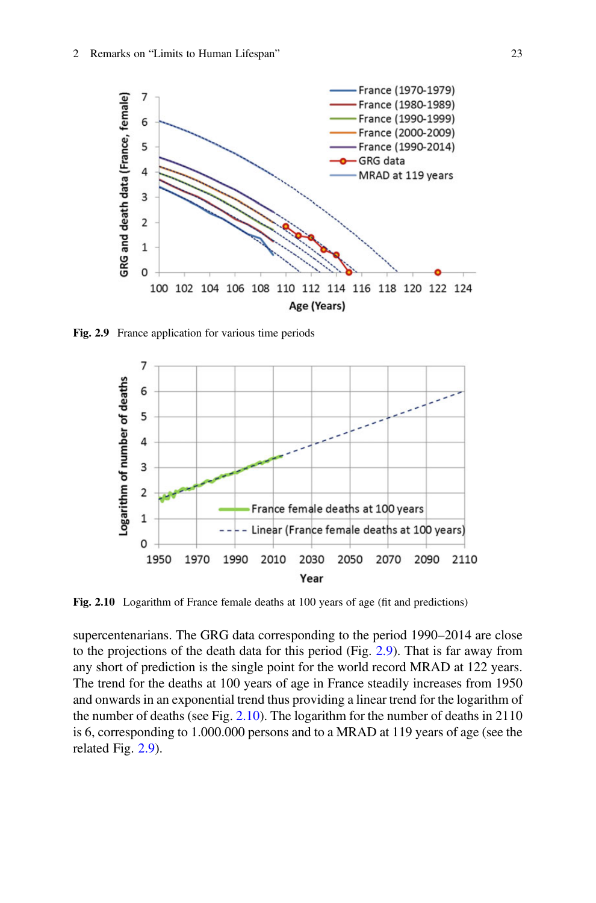Fig. 2.9 France application for various time periods

Fig. 2.10 Logarithm of France female deaths at 100 years of age (fit and predictions)

supercentenarians. The GRG data corresponding to the period 1990–2014 are close to the projections of the death data for this period (Fig. 2.9). That is far away from any short of prediction is the single point for the world record MRAD at 122 years. The trend for the deaths at 100 years of age in France steadily increases from 1950 and onwards in an exponential trend thus providing a linear trend for the logarithm of the number of deaths (see Fig. 2.10). The logarithm for the number of deaths in 2110 is 6, corresponding to 1.000.000 persons and to a MRAD at 119 years of age (see the related Fig. 2.9).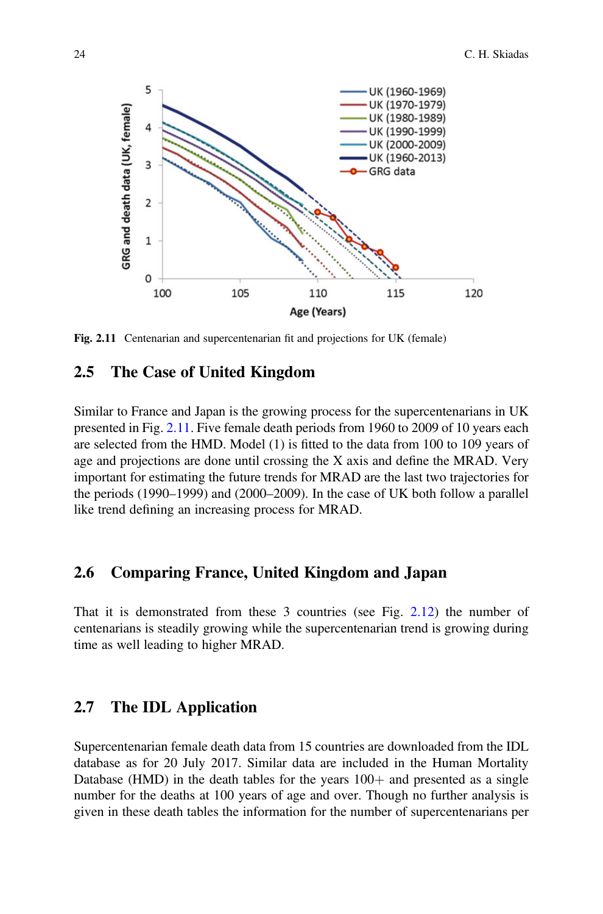Fig. 2.11 Centenarian and supercentenarian fit and projections for UK (female)

## 2.5 The Case of United Kingdom

Similar to France and Japan is the growing process for the supercentenarians in UK presented in Fig. 2.11. Five female death periods from 1960 to 2009 of 10 years each are selected from the HMD. Model (1) is fitted to the data from 100 to 109 years of age and projections are done until crossing the X axis and define the MRAD. Very important for estimating the future trends for MRAD are the last two trajectories for the periods (1990–1999) and (2000–2009). In the case of UK both follow a parallel like trend defining an increasing process for MRAD.

## 2.6 Comparing France, United Kingdom and Japan

That it is demonstrated from these 3 countries (see Fig. 2.12) the number of centenarians is steadily growing while the supercentenarian trend is growing during time as well leading to higher MRAD.

## 2.7 The IDL Application

Supercentenarian female death data from 15 countries are downloaded from the IDL database as for 20 July 2017. Similar data are included in the Human Mortality Database (HMD) in the death tables for the years 100+ and presented as a single number for the deaths at 100 years of age and over. Though no further analysis is given in these death tables the information for the number of supercentenarians per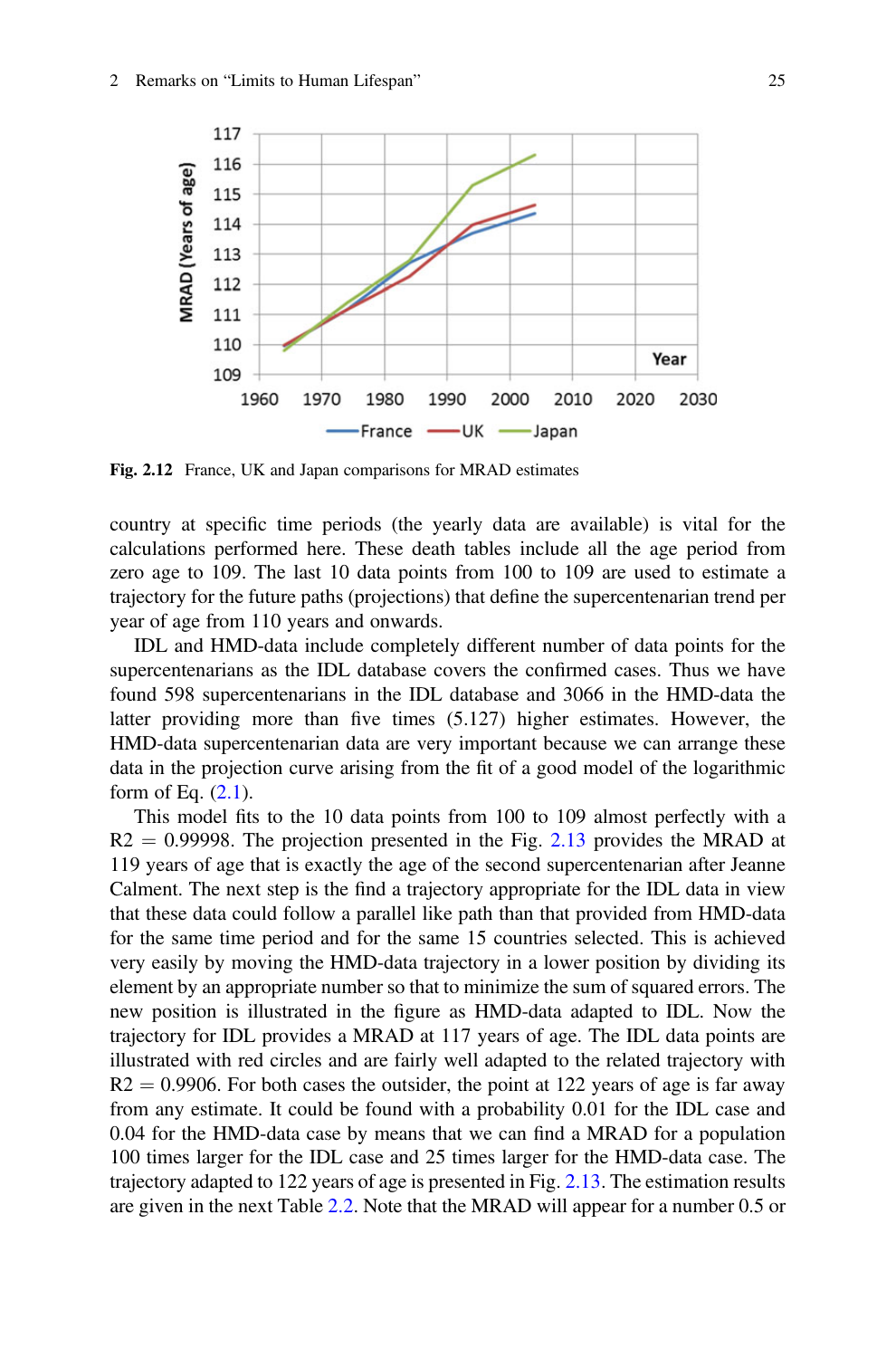Fig. 2.12 France, UK and Japan comparisons for MRAD estimates

country at specific time periods (the yearly data are available) is vital for the calculations performed here. These death tables include all the age period from zero age to 109. The last 10 data points from 100 to 109 are used to estimate a trajectory for the future paths (projections) that define the supercentenarian trend per year of age from 110 years and onwards.

IDL and HMD-data include completely different number of data points for the supercentenarians as the IDL database covers the confirmed cases. Thus we have found 598 supercentenarians in the IDL database and 3066 in the HMD-data the latter providing more than five times (5.127) higher estimates. However, the HMD-data supercentenarian data are very important because we can arrange these data in the projection curve arising from the fit of a good model of the logarithmic form of Eq. (2.1).

This model fits to the 10 data points from 100 to 109 almost perfectly with a $R2 = 0.99998$. The projection presented in the Fig. 2.13 provides the MRAD at 119 years of age that is exactly the age of the second supercentenarian after Jeanne Calment. The next step is the find a trajectory appropriate for the IDL data in view that these data could follow a parallel like path than that provided from HMD-data for the same time period and for the same 15 countries selected. This is achieved very easily by moving the HMD-data trajectory in a lower position by dividing its element by an appropriate number so that to minimize the sum of squared errors. The new position is illustrated in the figure as HMD-data adapted to IDL. Now the trajectory for IDL provides a MRAD at 117 years of age. The IDL data points are illustrated with red circles and are fairly well adapted to the related trajectory with $R2 = 0.9906$. For both cases the outsider, the point at 122 years of age is far away from any estimate. It could be found with a probability 0.01 for the IDL case and 0.04 for the HMD-data case by means that we can find a MRAD for a population 100 times larger for the IDL case and 25 times larger for the HMD-data case. The trajectory adapted to 122 years of age is presented in Fig. 2.13. The estimation results are given in the next Table 2.2. Note that the MRAD will appear for a number 0.5 or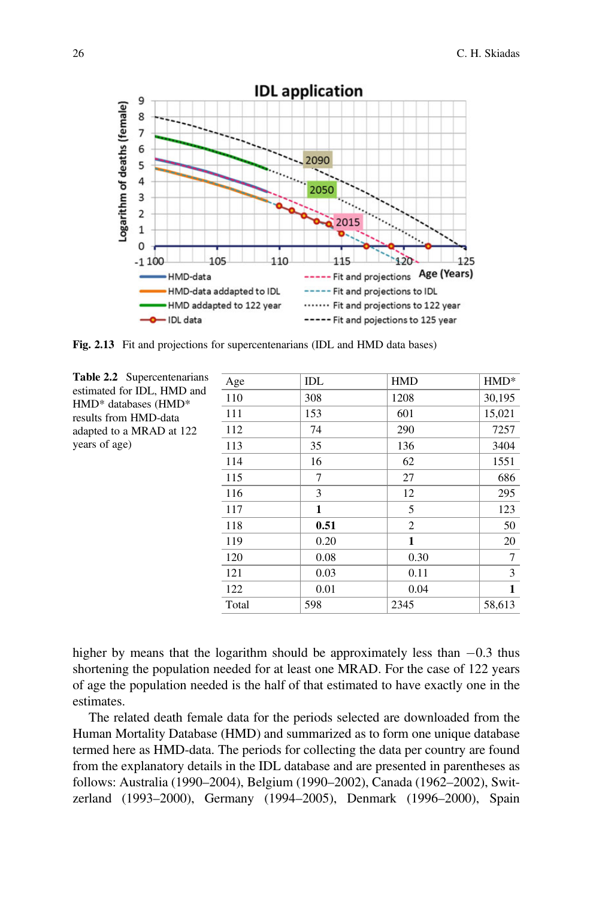Fig. 2.13 Fit and projections for supercentenarians (IDL and HMD data bases)

**Table 2.2** Supercentenarians estimated for IDL, HMD and HMD* databases (HMD* results from HMD-data adapted to a MRAD at 122 years of age)

| Age | IDL | HMD | HMD* |
|---|---|---|---|
| 110 | 308 | 1208 | 30,195 |
| 111 | 153 | 601 | 15,021 |
| 112 | 74 | 290 | 7257 |
| 113 | 35 | 136 | 3404 |
| 114 | 16 | 62 | 1551 |
| 115 | 7 | 27 | 686 |
| 116 | 3 | 12 | 295 |
| 117 | **1** | 5 | 123 |
| 118 | **0.51** | 2 | 50 |
| 119 | 0.20 | **1** | 20 |
| 120 | 0.08 | 0.30 | 7 |
| 121 | 0.03 | 0.11 | 3 |
| 122 | 0.01 | 0.04 | **1** |
| Total | 598 | 2345 | 58,613 |

higher by means that the logarithm should be approximately less than −0.3 thus shortening the population needed for at least one MRAD. For the case of 122 years of age the population needed is the half of that estimated to have exactly one in the estimates.

The related death female data for the periods selected are downloaded from the Human Mortality Database (HMD) and summarized as to form one unique database termed here as HMD-data. The periods for collecting the data per country are found from the explanatory details in the IDL database and are presented in parentheses as follows: Australia (1990–2004), Belgium (1990–2002), Canada (1962–2002), Switzerland (1993–2000), Germany (1994–2005), Denmark (1996–2000), Spain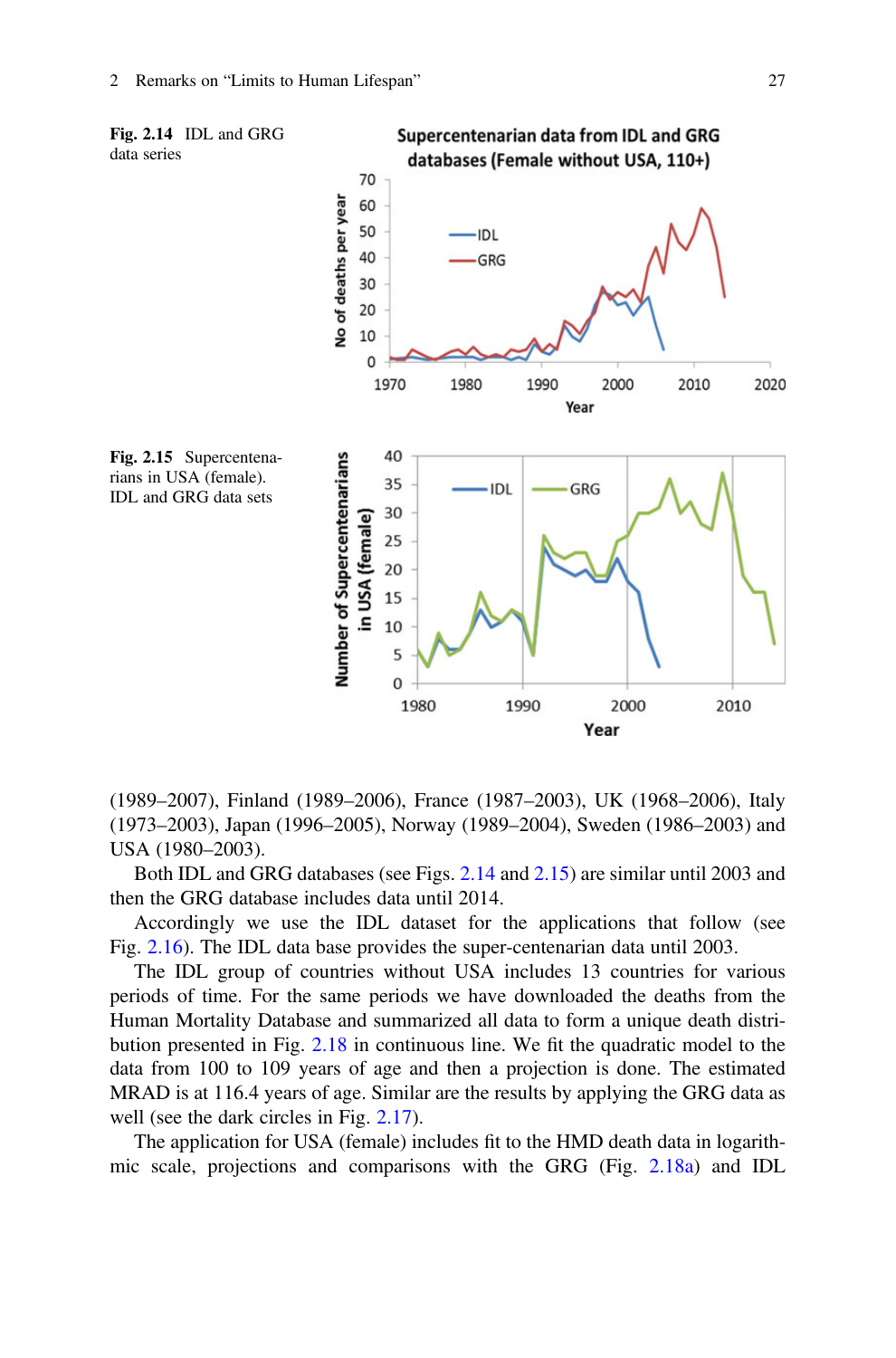Fig. 2.14 IDL and GRG data series

Fig. 2.15 Supercentenarians in USA (female). IDL and GRG data sets

(1989–2007), Finland (1989–2006), France (1987–2003), UK (1968–2006), Italy (1973–2003), Japan (1996–2005), Norway (1989–2004), Sweden (1986–2003) and USA (1980–2003).

Both IDL and GRG databases (see Figs. 2.14 and 2.15) are similar until 2003 and then the GRG database includes data until 2014.

Accordingly we use the IDL dataset for the applications that follow (see Fig. 2.16). The IDL data base provides the super-centenarian data until 2003.

The IDL group of countries without USA includes 13 countries for various periods of time. For the same periods we have downloaded the deaths from the Human Mortality Database and summarized all data to form a unique death distribution presented in Fig. 2.18 in continuous line. We fit the quadratic model to the data from 100 to 109 years of age and then a projection is done. The estimated MRAD is at 116.4 years of age. Similar are the results by applying the GRG data as well (see the dark circles in Fig. 2.17).

The application for USA (female) includes fit to the HMD death data in logarithmic scale, projections and comparisons with the GRG (Fig. 2.18a) and IDL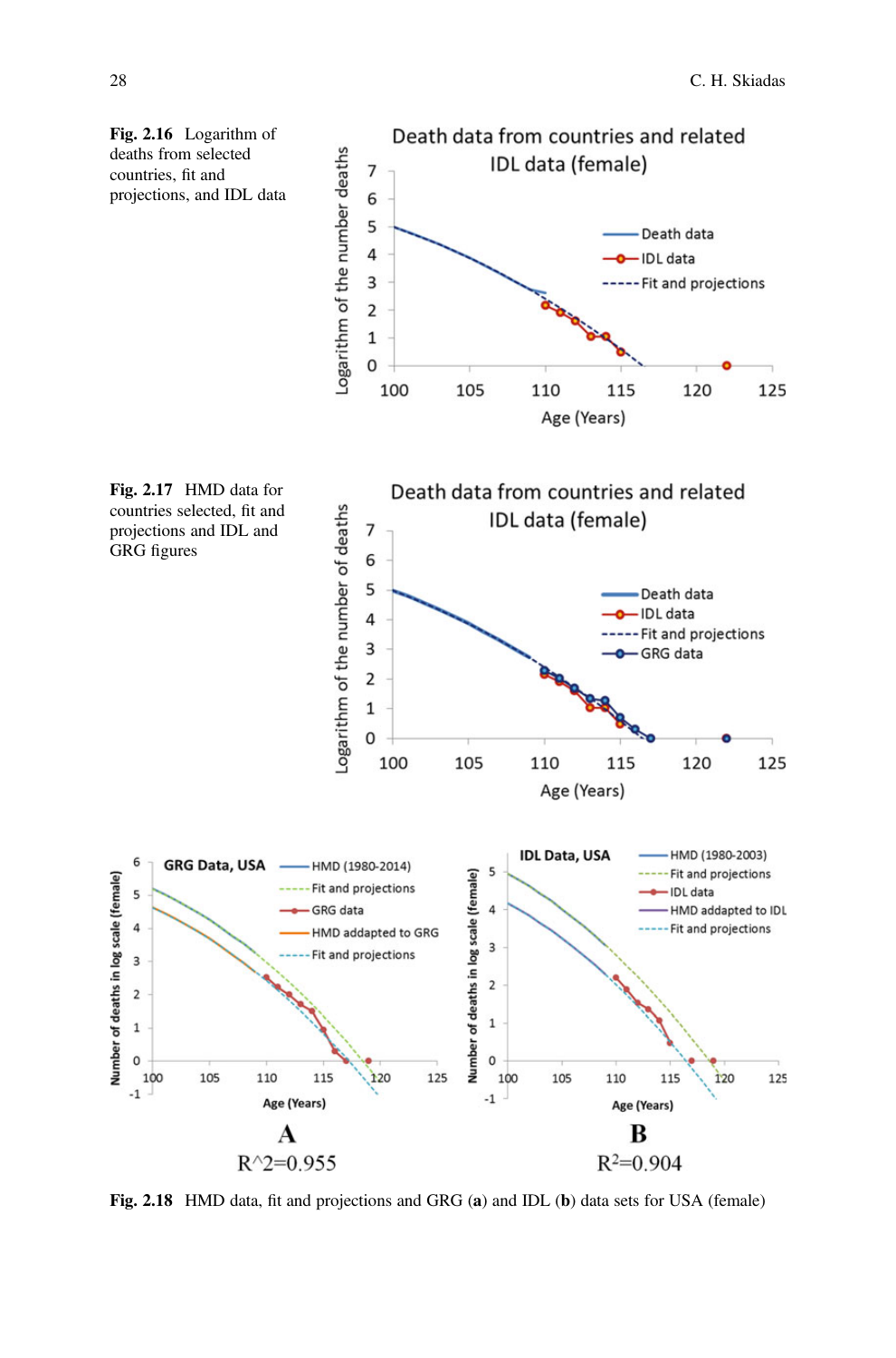**Fig. 2.16** Logarithm of deaths from selected countries, fit and projections, and IDL data

**Fig. 2.17** HMD data for countries selected, fit and projections and IDL and GRG figures

A

R^2=0.955

B

$R^2$=0.904

**Fig. 2.18** HMD data, fit and projections and GRG (**a**) and IDL (**b**) data sets for USA (female)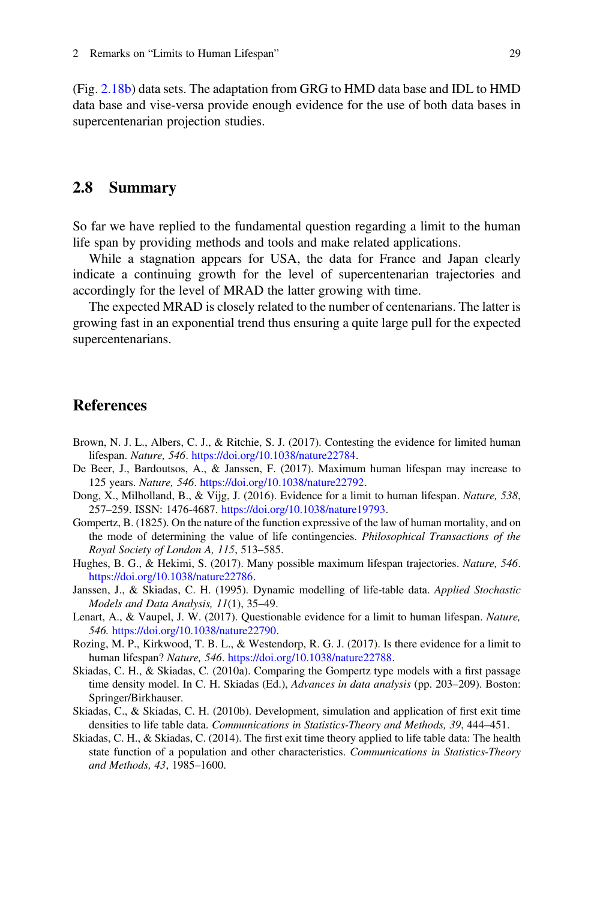(Fig. 2.18b) data sets. The adaptation from GRG to HMD data base and IDL to HMD data base and vise-versa provide enough evidence for the use of both data bases in supercentenarian projection studies.

## 2.8 Summary

So far we have replied to the fundamental question regarding a limit to the human life span by providing methods and tools and make related applications.

While a stagnation appears for USA, the data for France and Japan clearly indicate a continuing growth for the level of supercentenarian trajectories and accordingly for the level of MRAD the latter growing with time.

The expected MRAD is closely related to the number of centenarians. The latter is growing fast in an exponential trend thus ensuring a quite large pull for the expected supercentenarians.

## References

Brown, N. J. L., Albers, C. J., & Ritchie, S. J. (2017). Contesting the evidence for limited human lifespan. *Nature, 546*. https://doi.org/10.1038/nature22784.

De Beer, J., Bardoutsos, A., & Janssen, F. (2017). Maximum human lifespan may increase to 125 years. *Nature, 546*. https://doi.org/10.1038/nature22792.

Dong, X., Milholland, B., & Vijg, J. (2016). Evidence for a limit to human lifespan. *Nature, 538*, 257–259. ISSN: 1476-4687. https://doi.org/10.1038/nature19793.

Gompertz, B. (1825). On the nature of the function expressive of the law of human mortality, and on the mode of determining the value of life contingencies. *Philosophical Transactions of the Royal Society of London A, 115*, 513–585.

Hughes, B. G., & Hekimi, S. (2017). Many possible maximum lifespan trajectories. *Nature, 546*. https://doi.org/10.1038/nature22786.

Janssen, J., & Skiadas, C. H. (1995). Dynamic modelling of life-table data. *Applied Stochastic Models and Data Analysis, 11*(1), 35–49.

Lenart, A., & Vaupel, J. W. (2017). Questionable evidence for a limit to human lifespan. *Nature, 546*. https://doi.org/10.1038/nature22790.

Rozing, M. P., Kirkwood, T. B. L., & Westendorp, R. G. J. (2017). Is there evidence for a limit to human lifespan? *Nature, 546*. https://doi.org/10.1038/nature22788.

Skiadas, C. H., & Skiadas, C. (2010a). Comparing the Gompertz type models with a first passage time density model. In C. H. Skiadas (Ed.), *Advances in data analysis* (pp. 203–209). Boston: Springer/Birkhauser.

Skiadas, C., & Skiadas, C. H. (2010b). Development, simulation and application of first exit time densities to life table data. *Communications in Statistics-Theory and Methods, 39*, 444–451.

Skiadas, C. H., & Skiadas, C. (2014). The first exit time theory applied to life table data: The health state function of a population and other characteristics. *Communications in Statistics-Theory and Methods, 43*, 1985–1600.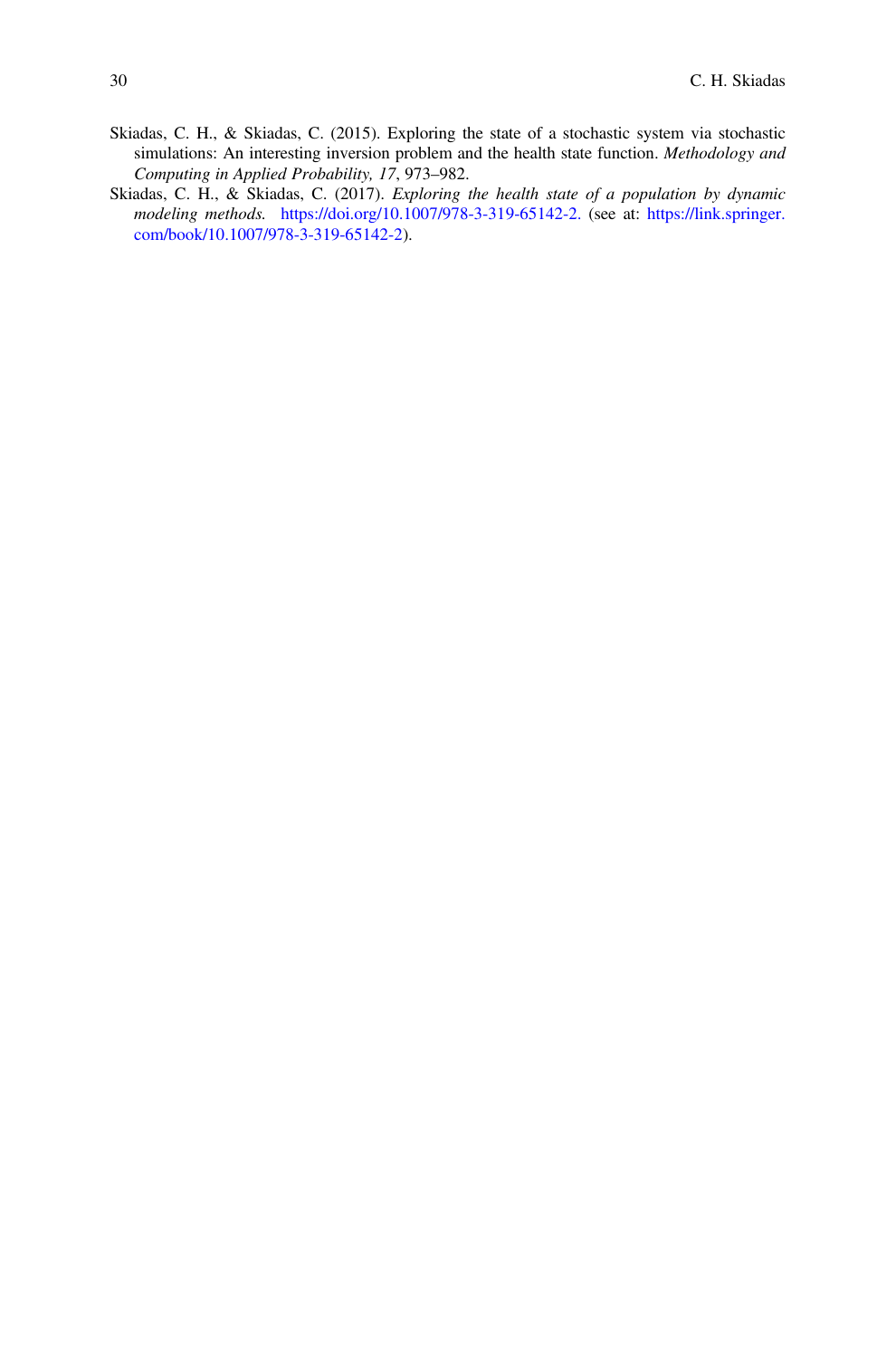Skiadas, C. H., & Skiadas, C. (2015). Exploring the state of a stochastic system via stochastic simulations: An interesting inversion problem and the health state function. *Methodology and Computing in Applied Probability, 17*, 973–982.

Skiadas, C. H., & Skiadas, C. (2017). *Exploring the health state of a population by dynamic modeling methods.* https://doi.org/10.1007/978-3-319-65142-2. (see at: https://link.springer.com/book/10.1007/978-3-319-65142-2).